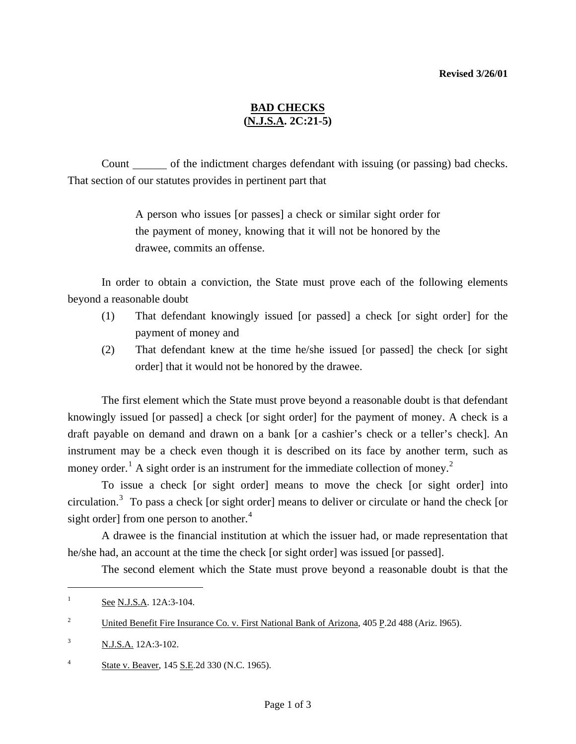**Revised 3/26/01**

# BAD CHECKS
## (N.J.S.A. 2C:21-5)

Count ______ of the indictment charges defendant with issuing (or passing) bad checks. That section of our statutes provides in pertinent part that

> A person who issues [or passes] a check or similar sight order for the payment of money, knowing that it will not be honored by the drawee, commits an offense.

In order to obtain a conviction, the State must prove each of the following elements beyond a reasonable doubt

(1) That defendant knowingly issued [or passed] a check [or sight order] for the payment of money and

(2) That defendant knew at the time he/she issued [or passed] the check [or sight order] that it would not be honored by the drawee.

The first element which the State must prove beyond a reasonable doubt is that defendant knowingly issued [or passed] a check [or sight order] for the payment of money. A check is a draft payable on demand and drawn on a bank [or a cashier's check or a teller's check]. An instrument may be a check even though it is described on its face by another term, such as money order.[1] A sight order is an instrument for the immediate collection of money.[2]

To issue a check [or sight order] means to move the check [or sight order] into circulation.[3] To pass a check [or sight order] means to deliver or circulate or hand the check [or sight order] from one person to another.[4]

A drawee is the financial institution at which the issuer had, or made representation that he/she had, an account at the time the check [or sight order] was issued [or passed].

The second element which the State must prove beyond a reasonable doubt is that the

---

[1] See N.J.S.A. 12A:3-104.

[2] United Benefit Fire Insurance Co. v. First National Bank of Arizona, 405 P.2d 488 (Ariz. l965).

[3] N.J.S.A. 12A:3-102.

[4] State v. Beaver, 145 S.E.2d 330 (N.C. 1965).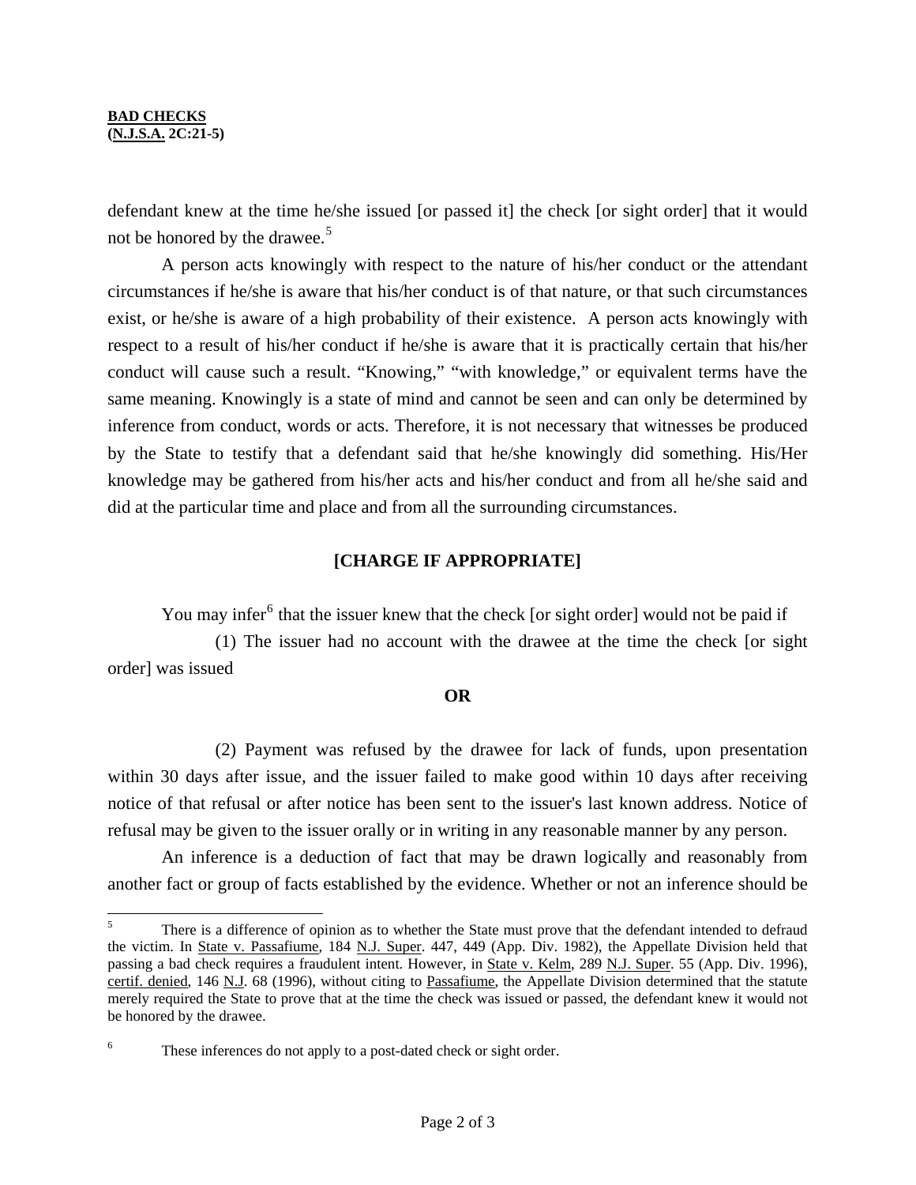defendant knew at the time he/she issued [or passed it] the check [or sight order] that it would not be honored by the drawee.[5]

A person acts knowingly with respect to the nature of his/her conduct or the attendant circumstances if he/she is aware that his/her conduct is of that nature, or that such circumstances exist, or he/she is aware of a high probability of their existence. A person acts knowingly with respect to a result of his/her conduct if he/she is aware that it is practically certain that his/her conduct will cause such a result. "Knowing," "with knowledge," or equivalent terms have the same meaning. Knowingly is a state of mind and cannot be seen and can only be determined by inference from conduct, words or acts. Therefore, it is not necessary that witnesses be produced by the State to testify that a defendant said that he/she knowingly did something. His/Her knowledge may be gathered from his/her acts and his/her conduct and from all he/she said and did at the particular time and place and from all the surrounding circumstances.

**[CHARGE IF APPROPRIATE]**

You may infer[6] that the issuer knew that the check [or sight order] would not be paid if

(1) The issuer had no account with the drawee at the time the check [or sight order] was issued

**OR**

(2) Payment was refused by the drawee for lack of funds, upon presentation within 30 days after issue, and the issuer failed to make good within 10 days after receiving notice of that refusal or after notice has been sent to the issuer's last known address. Notice of refusal may be given to the issuer orally or in writing in any reasonable manner by any person.

An inference is a deduction of fact that may be drawn logically and reasonably from another fact or group of facts established by the evidence. Whether or not an inference should be

---

[5] There is a difference of opinion as to whether the State must prove that the defendant intended to defraud the victim. In State v. Passafiume, 184 N.J. Super. 447, 449 (App. Div. 1982), the Appellate Division held that passing a bad check requires a fraudulent intent. However, in State v. Kelm, 289 N.J. Super. 55 (App. Div. 1996), certif. denied, 146 N.J. 68 (1996), without citing to Passafiume, the Appellate Division determined that the statute merely required the State to prove that at the time the check was issued or passed, the defendant knew it would not be honored by the drawee.

[6] These inferences do not apply to a post-dated check or sight order.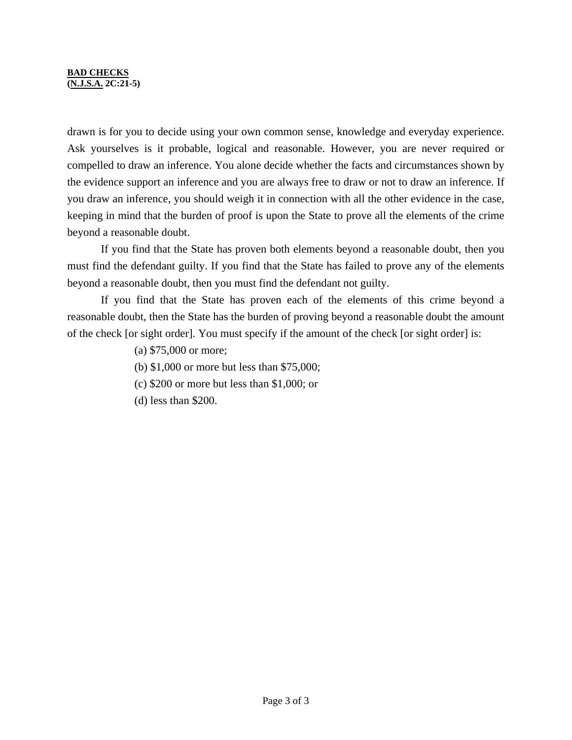drawn is for you to decide using your own common sense, knowledge and everyday experience. Ask yourselves is it probable, logical and reasonable. However, you are never required or compelled to draw an inference. You alone decide whether the facts and circumstances shown by the evidence support an inference and you are always free to draw or not to draw an inference. If you draw an inference, you should weigh it in connection with all the other evidence in the case, keeping in mind that the burden of proof is upon the State to prove all the elements of the crime beyond a reasonable doubt.

If you find that the State has proven both elements beyond a reasonable doubt, then you must find the defendant guilty. If you find that the State has failed to prove any of the elements beyond a reasonable doubt, then you must find the defendant not guilty.

If you find that the State has proven each of the elements of this crime beyond a reasonable doubt, then the State has the burden of proving beyond a reasonable doubt the amount of the check [or sight order]. You must specify if the amount of the check [or sight order] is:

(a) $75,000 or more;

(b) $1,000 or more but less than $75,000;

(c) $200 or more but less than $1,000; or

(d) less than $200.